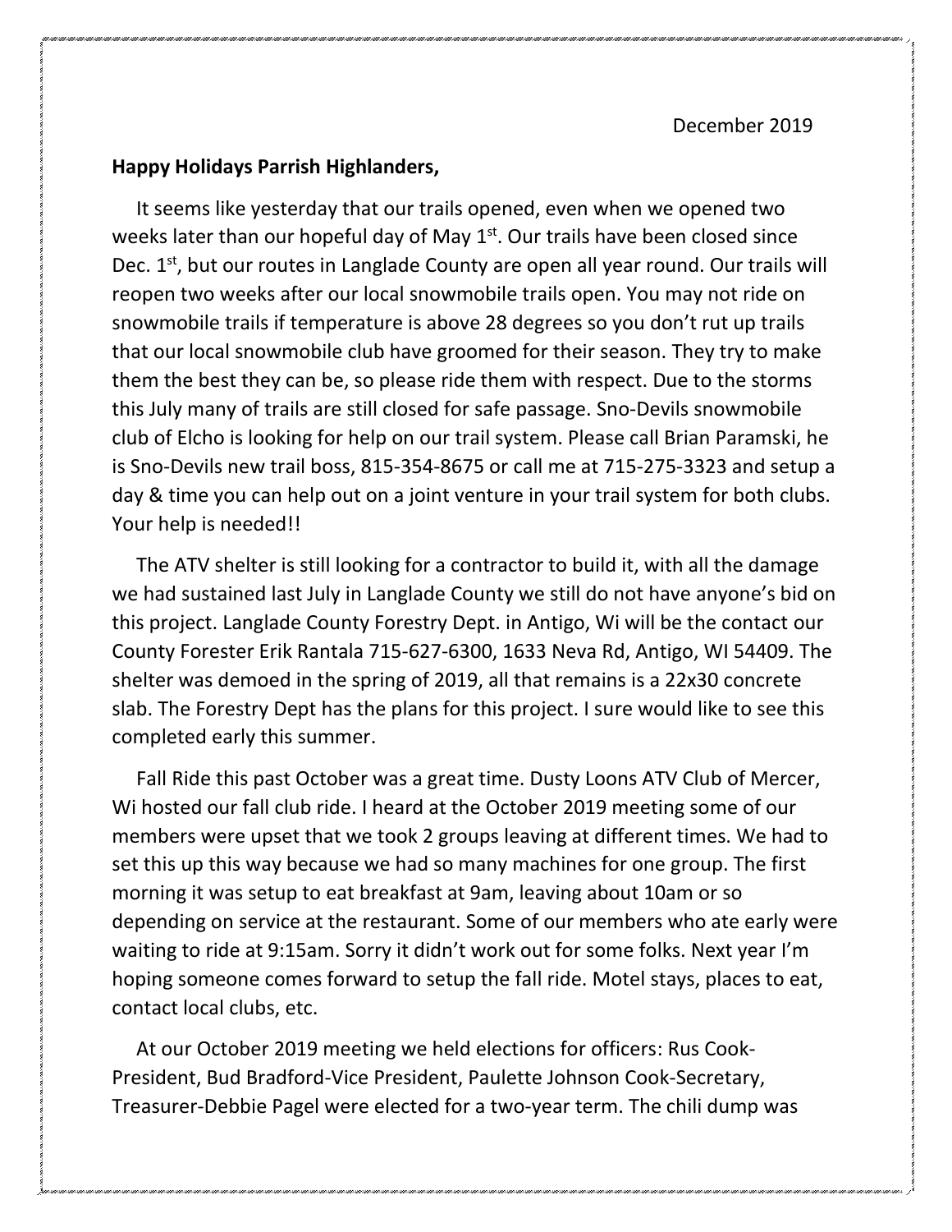December 2019

**Happy Holidays Parrish Highlanders,**

It seems like yesterday that our trails opened, even when we opened two weeks later than our hopeful day of May 1st. Our trails have been closed since Dec. 1st, but our routes in Langlade County are open all year round. Our trails will reopen two weeks after our local snowmobile trails open. You may not ride on snowmobile trails if temperature is above 28 degrees so you don't rut up trails that our local snowmobile club have groomed for their season. They try to make them the best they can be, so please ride them with respect. Due to the storms this July many of trails are still closed for safe passage. Sno-Devils snowmobile club of Elcho is looking for help on our trail system. Please call Brian Paramski, he is Sno-Devils new trail boss, 815-354-8675 or call me at 715-275-3323 and setup a day & time you can help out on a joint venture in your trail system for both clubs. Your help is needed!!

The ATV shelter is still looking for a contractor to build it, with all the damage we had sustained last July in Langlade County we still do not have anyone's bid on this project. Langlade County Forestry Dept. in Antigo, Wi will be the contact our County Forester Erik Rantala 715-627-6300, 1633 Neva Rd, Antigo, WI 54409. The shelter was demoed in the spring of 2019, all that remains is a 22x30 concrete slab. The Forestry Dept has the plans for this project. I sure would like to see this completed early this summer.

Fall Ride this past October was a great time. Dusty Loons ATV Club of Mercer, Wi hosted our fall club ride. I heard at the October 2019 meeting some of our members were upset that we took 2 groups leaving at different times. We had to set this up this way because we had so many machines for one group. The first morning it was setup to eat breakfast at 9am, leaving about 10am or so depending on service at the restaurant. Some of our members who ate early were waiting to ride at 9:15am. Sorry it didn't work out for some folks. Next year I'm hoping someone comes forward to setup the fall ride. Motel stays, places to eat, contact local clubs, etc.

At our October 2019 meeting we held elections for officers: Rus Cook-President, Bud Bradford-Vice President, Paulette Johnson Cook-Secretary, Treasurer-Debbie Pagel were elected for a two-year term. The chili dump was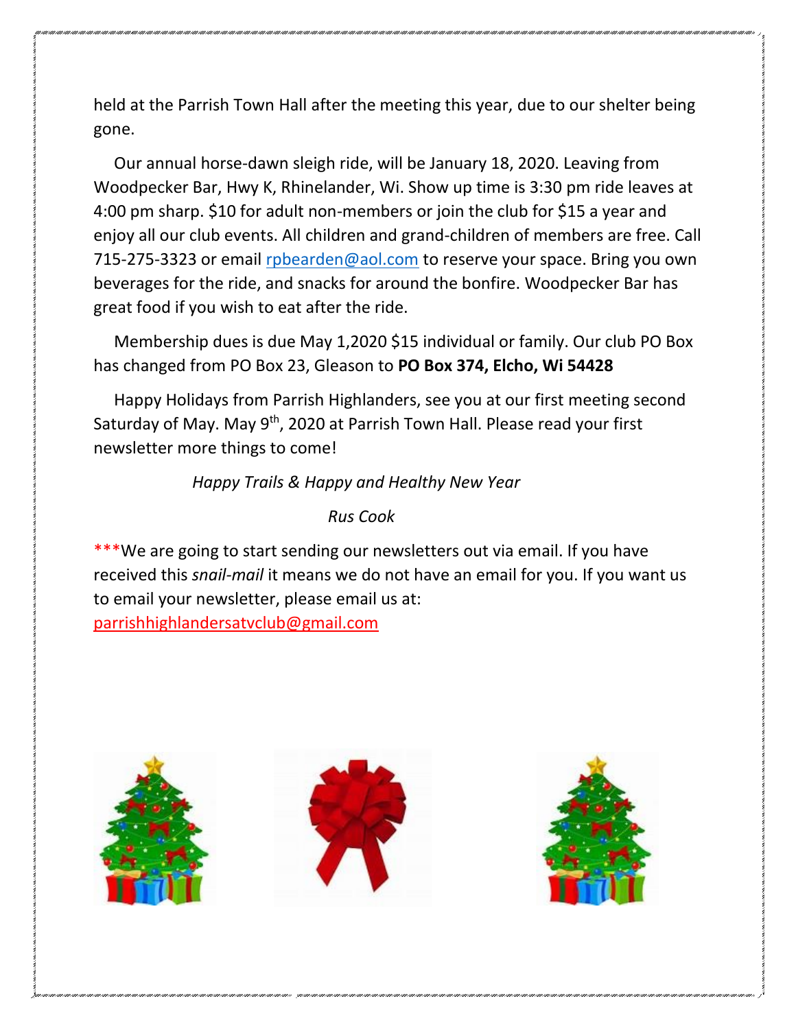held at the Parrish Town Hall after the meeting this year, due to our shelter being gone.

Our annual horse-dawn sleigh ride, will be January 18, 2020. Leaving from Woodpecker Bar, Hwy K, Rhinelander, Wi. Show up time is 3:30 pm ride leaves at 4:00 pm sharp. $10 for adult non-members or join the club for $15 a year and enjoy all our club events. All children and grand-children of members are free. Call 715-275-3323 or email rpbearden@aol.com to reserve your space. Bring you own beverages for the ride, and snacks for around the bonfire. Woodpecker Bar has great food if you wish to eat after the ride.

Membership dues is due May 1,2020 $15 individual or family. Our club PO Box has changed from PO Box 23, Gleason to **PO Box 374, Elcho, Wi 54428**

Happy Holidays from Parrish Highlanders, see you at our first meeting second Saturday of May. May 9th, 2020 at Parrish Town Hall. Please read your first newsletter more things to come!

*Happy Trails & Happy and Healthy New Year*

*Rus Cook*

***We are going to start sending our newsletters out via email. If you have received this *snail-mail* it means we do not have an email for you. If you want us to email your newsletter, please email us at: parrishhighlandersatvclub@gmail.com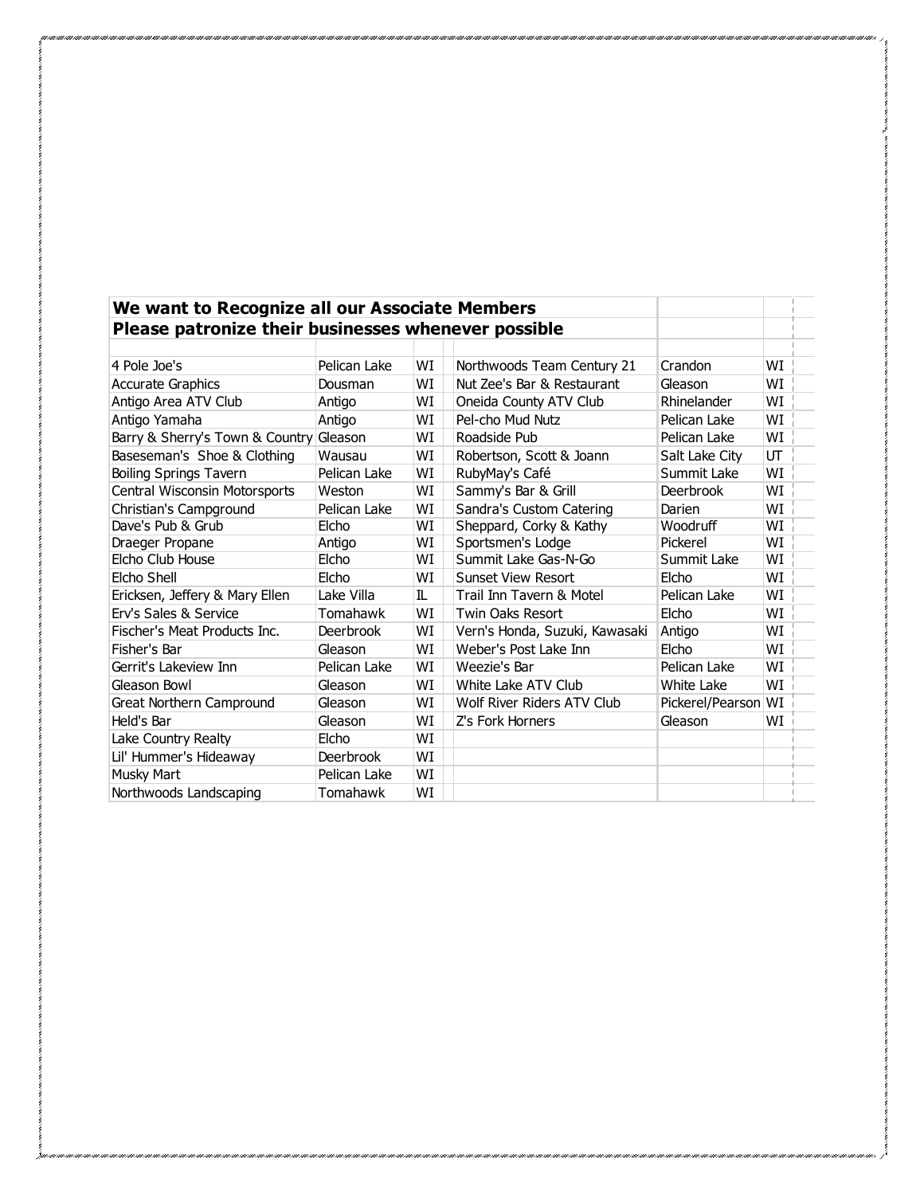**We want to Recognize all our Associate Members**
**Please patronize their businesses whenever possible**

| Name | City | State | Name | City | State |
|---|---|---|---|---|---|
| 4 Pole Joe's | Pelican Lake | WI | Northwoods Team Century 21 | Crandon | WI |
| Accurate Graphics | Dousman | WI | Nut Zee's Bar & Restaurant | Gleason | WI |
| Antigo Area ATV Club | Antigo | WI | Oneida County ATV Club | Rhinelander | WI |
| Antigo Yamaha | Antigo | WI | Pel-cho Mud Nutz | Pelican Lake | WI |
| Barry & Sherry's Town & Country | Gleason | WI | Roadside Pub | Pelican Lake | WI |
| Baseseman's Shoe & Clothing | Wausau | WI | Robertson, Scott & Joann | Salt Lake City | UT |
| Boiling Springs Tavern | Pelican Lake | WI | RubyMay's Café | Summit Lake | WI |
| Central Wisconsin Motorsports | Weston | WI | Sammy's Bar & Grill | Deerbrook | WI |
| Christian's Campground | Pelican Lake | WI | Sandra's Custom Catering | Darien | WI |
| Dave's Pub & Grub | Elcho | WI | Sheppard, Corky & Kathy | Woodruff | WI |
| Draeger Propane | Antigo | WI | Sportsmen's Lodge | Pickerel | WI |
| Elcho Club House | Elcho | WI | Summit Lake Gas-N-Go | Summit Lake | WI |
| Elcho Shell | Elcho | WI | Sunset View Resort | Elcho | WI |
| Ericksen, Jeffery & Mary Ellen | Lake Villa | IL | Trail Inn Tavern & Motel | Pelican Lake | WI |
| Erv's Sales & Service | Tomahawk | WI | Twin Oaks Resort | Elcho | WI |
| Fischer's Meat Products Inc. | Deerbrook | WI | Vern's Honda, Suzuki, Kawasaki | Antigo | WI |
| Fisher's Bar | Gleason | WI | Weber's Post Lake Inn | Elcho | WI |
| Gerrit's Lakeview Inn | Pelican Lake | WI | Weezie's Bar | Pelican Lake | WI |
| Gleason Bowl | Gleason | WI | White Lake ATV Club | White Lake | WI |
| Great Northern Campround | Gleason | WI | Wolf River Riders ATV Club | Pickerel/Pearson | WI |
| Held's Bar | Gleason | WI | Z's Fork Horners | Gleason | WI |
| Lake Country Realty | Elcho | WI | | | |
| Lil' Hummer's Hideaway | Deerbrook | WI | | | |
| Musky Mart | Pelican Lake | WI | | | |
| Northwoods Landscaping | Tomahawk | WI | | | |